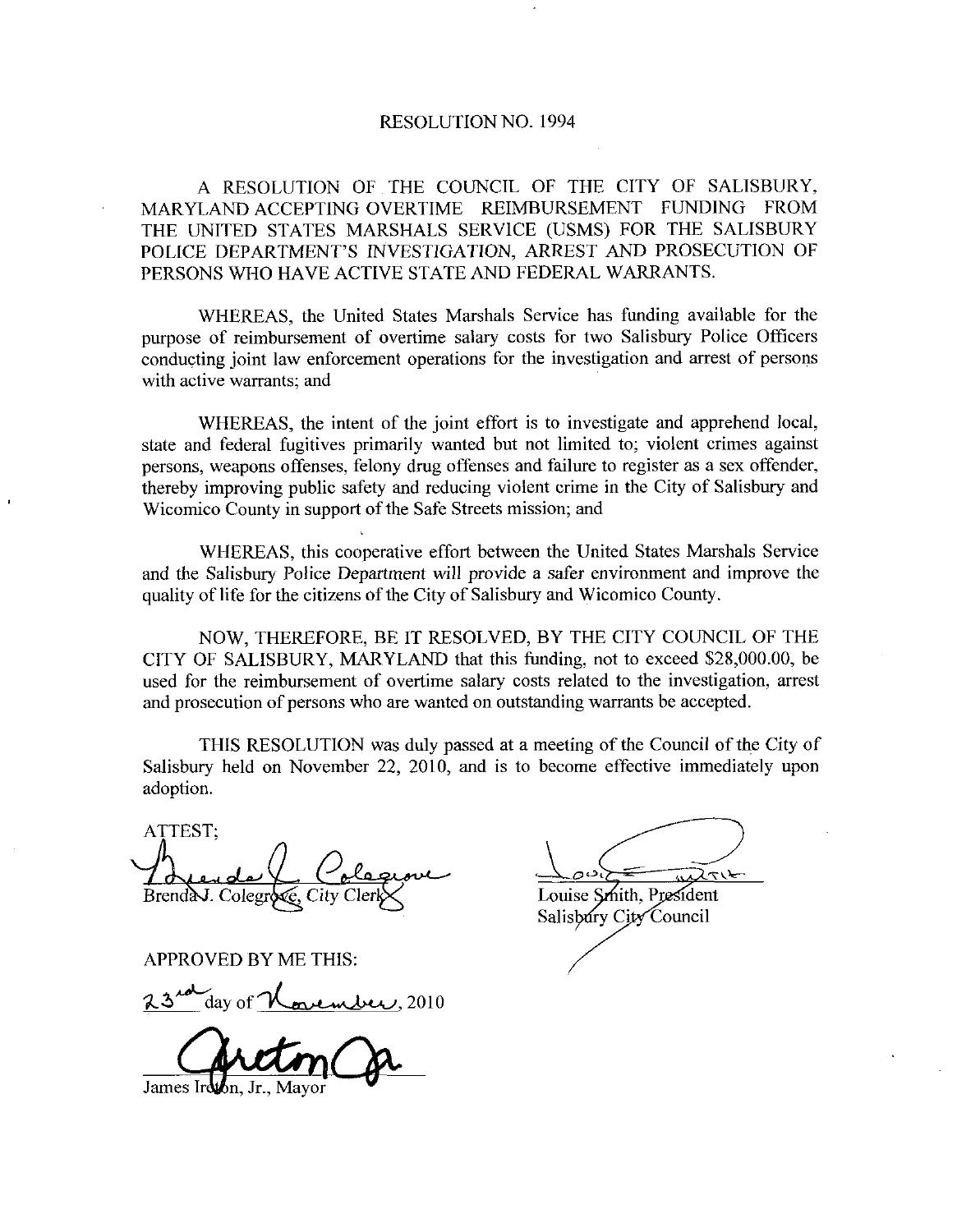# RESOLUTION NO. 1994

A RESOLUTION OF THE COUNCIL OF THE CITY OF SALISBURY, MARYLAND ACCEPTING OVERTIME REIMBURSEMENT FUNDING FROM THE UNITED STATES MARSHALS SERVICE (USMS) FOR THE SALISBURY POLICE DEPARTMENT'S INVESTIGATION, ARREST AND PROSECUTION OF PERSONS WHO HAVE ACTIVE STATE AND FEDERAL WARRANTS.

WHEREAS, the United States Marshals Service has funding available for the purpose of reimbursement of overtime salary costs for two Salisbury Police Officers conducting joint law enforcement operations for the investigation and arrest of persons with active warrants; and

WHEREAS, the intent of the joint effort is to investigate and apprehend local, state and federal fugitives primarily wanted but not limited to; violent crimes against persons, weapons offenses, felony drug offenses and failure to register as a sex offender, thereby improving public safety and reducing violent crime in the City of Salisbury and Wicomico County in support of the Safe Streets mission; and

WHEREAS, this cooperative effort between the United States Marshals Service and the Salisbury Police Department will provide a safer environment and improve the quality of life for the citizens of the City of Salisbury and Wicomico County.

NOW, THEREFORE, BE IT RESOLVED, BY THE CITY COUNCIL OF THE CITY OF SALISBURY, MARYLAND that this funding, not to exceed $28,000.00, be used for the reimbursement of overtime salary costs related to the investigation, arrest and prosecution of persons who are wanted on outstanding warrants be accepted.

THIS RESOLUTION was duly passed at a meeting of the Council of the City of Salisbury held on November 22, 2010, and is to become effective immediately upon adoption.

ATTEST;

Brenda J. Colegrove, City Clerk

Louise Smith, President
Salisbury City Council

APPROVED BY ME THIS:

23rd day of November, 2010

James Ireton, Jr., Mayor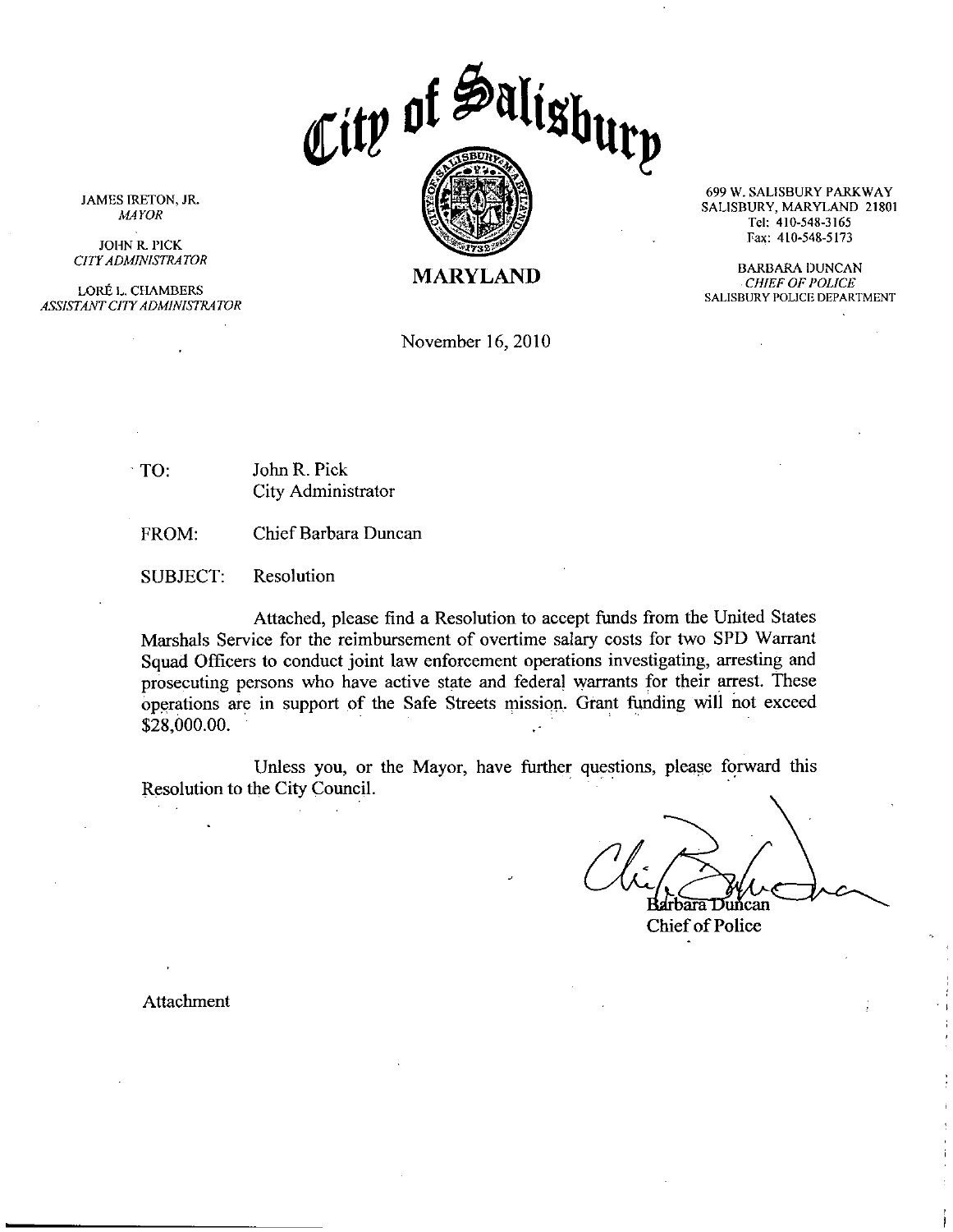# City of Salisbury

JAMES IRETON, JR.
*MAYOR*

JOHN R. PICK
*CITY ADMINISTRATOR*

LORÉ L. CHAMBERS
*ASSISTANT CITY ADMINISTRATOR*

**MARYLAND**

699 W. SALISBURY PARKWAY
SALISBURY, MARYLAND 21801
Tel: 410-548-3165
Fax: 410-548-5173

BARBARA DUNCAN
*CHIEF OF POLICE*
SALISBURY POLICE DEPARTMENT

November 16, 2010

TO: John R. Pick
City Administrator

FROM: Chief Barbara Duncan

SUBJECT: Resolution

Attached, please find a Resolution to accept funds from the United States Marshals Service for the reimbursement of overtime salary costs for two SPD Warrant Squad Officers to conduct joint law enforcement operations investigating, arresting and prosecuting persons who have active state and federal warrants for their arrest. These operations are in support of the Safe Streets mission. Grant funding will not exceed $28,000.00.

Unless you, or the Mayor, have further questions, please forward this Resolution to the City Council.

Barbara Duncan
Chief of Police

Attachment